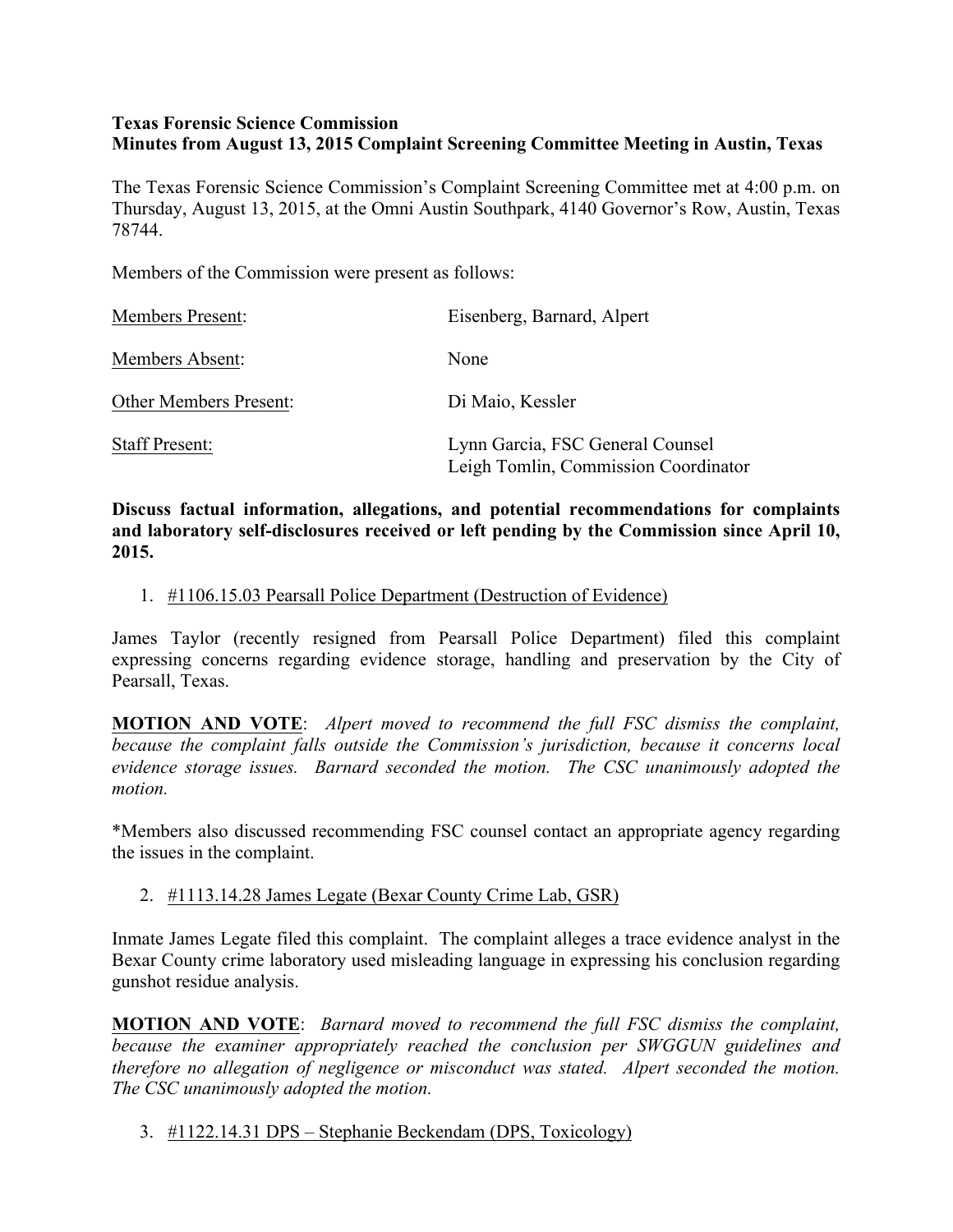**Texas Forensic Science Commission**
**Minutes from August 13, 2015 Complaint Screening Committee Meeting in Austin, Texas**

The Texas Forensic Science Commission's Complaint Screening Committee met at 4:00 p.m. on Thursday, August 13, 2015, at the Omni Austin Southpark, 4140 Governor's Row, Austin, Texas 78744.

Members of the Commission were present as follows:

| | |
|---|---|
| Members Present: | Eisenberg, Barnard, Alpert |
| Members Absent: | None |
| Other Members Present: | Di Maio, Kessler |
| Staff Present: | Lynn Garcia, FSC General Counsel<br>Leigh Tomlin, Commission Coordinator |

**Discuss factual information, allegations, and potential recommendations for complaints and laboratory self-disclosures received or left pending by the Commission since April 10, 2015.**

1. #1106.15.03 Pearsall Police Department (Destruction of Evidence)

James Taylor (recently resigned from Pearsall Police Department) filed this complaint expressing concerns regarding evidence storage, handling and preservation by the City of Pearsall, Texas.

**MOTION AND VOTE**: *Alpert moved to recommend the full FSC dismiss the complaint, because the complaint falls outside the Commission's jurisdiction, because it concerns local evidence storage issues. Barnard seconded the motion. The CSC unanimously adopted the motion.*

*Members also discussed recommending FSC counsel contact an appropriate agency regarding the issues in the complaint.

2. #1113.14.28 James Legate (Bexar County Crime Lab, GSR)

Inmate James Legate filed this complaint. The complaint alleges a trace evidence analyst in the Bexar County crime laboratory used misleading language in expressing his conclusion regarding gunshot residue analysis.

**MOTION AND VOTE**: *Barnard moved to recommend the full FSC dismiss the complaint, because the examiner appropriately reached the conclusion per SWGGUN guidelines and therefore no allegation of negligence or misconduct was stated. Alpert seconded the motion. The CSC unanimously adopted the motion.*

3. #1122.14.31 DPS – Stephanie Beckendam (DPS, Toxicology)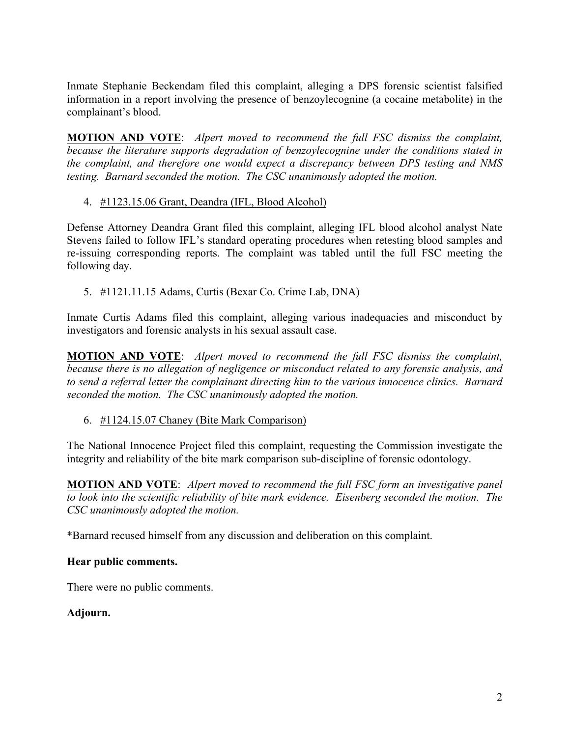Inmate Stephanie Beckendam filed this complaint, alleging a DPS forensic scientist falsified information in a report involving the presence of benzoylecognine (a cocaine metabolite) in the complainant's blood.

**MOTION AND VOTE**: *Alpert moved to recommend the full FSC dismiss the complaint, because the literature supports degradation of benzoylecognine under the conditions stated in the complaint, and therefore one would expect a discrepancy between DPS testing and NMS testing. Barnard seconded the motion. The CSC unanimously adopted the motion.*

4. #1123.15.06 Grant, Deandra (IFL, Blood Alcohol)

Defense Attorney Deandra Grant filed this complaint, alleging IFL blood alcohol analyst Nate Stevens failed to follow IFL's standard operating procedures when retesting blood samples and re-issuing corresponding reports. The complaint was tabled until the full FSC meeting the following day.

5. #1121.11.15 Adams, Curtis (Bexar Co. Crime Lab, DNA)

Inmate Curtis Adams filed this complaint, alleging various inadequacies and misconduct by investigators and forensic analysts in his sexual assault case.

**MOTION AND VOTE**: *Alpert moved to recommend the full FSC dismiss the complaint, because there is no allegation of negligence or misconduct related to any forensic analysis, and to send a referral letter the complainant directing him to the various innocence clinics. Barnard seconded the motion. The CSC unanimously adopted the motion.*

6. #1124.15.07 Chaney (Bite Mark Comparison)

The National Innocence Project filed this complaint, requesting the Commission investigate the integrity and reliability of the bite mark comparison sub-discipline of forensic odontology.

**MOTION AND VOTE**: *Alpert moved to recommend the full FSC form an investigative panel to look into the scientific reliability of bite mark evidence. Eisenberg seconded the motion. The CSC unanimously adopted the motion.*

*Barnard recused himself from any discussion and deliberation on this complaint.

**Hear public comments.**

There were no public comments.

**Adjourn.**